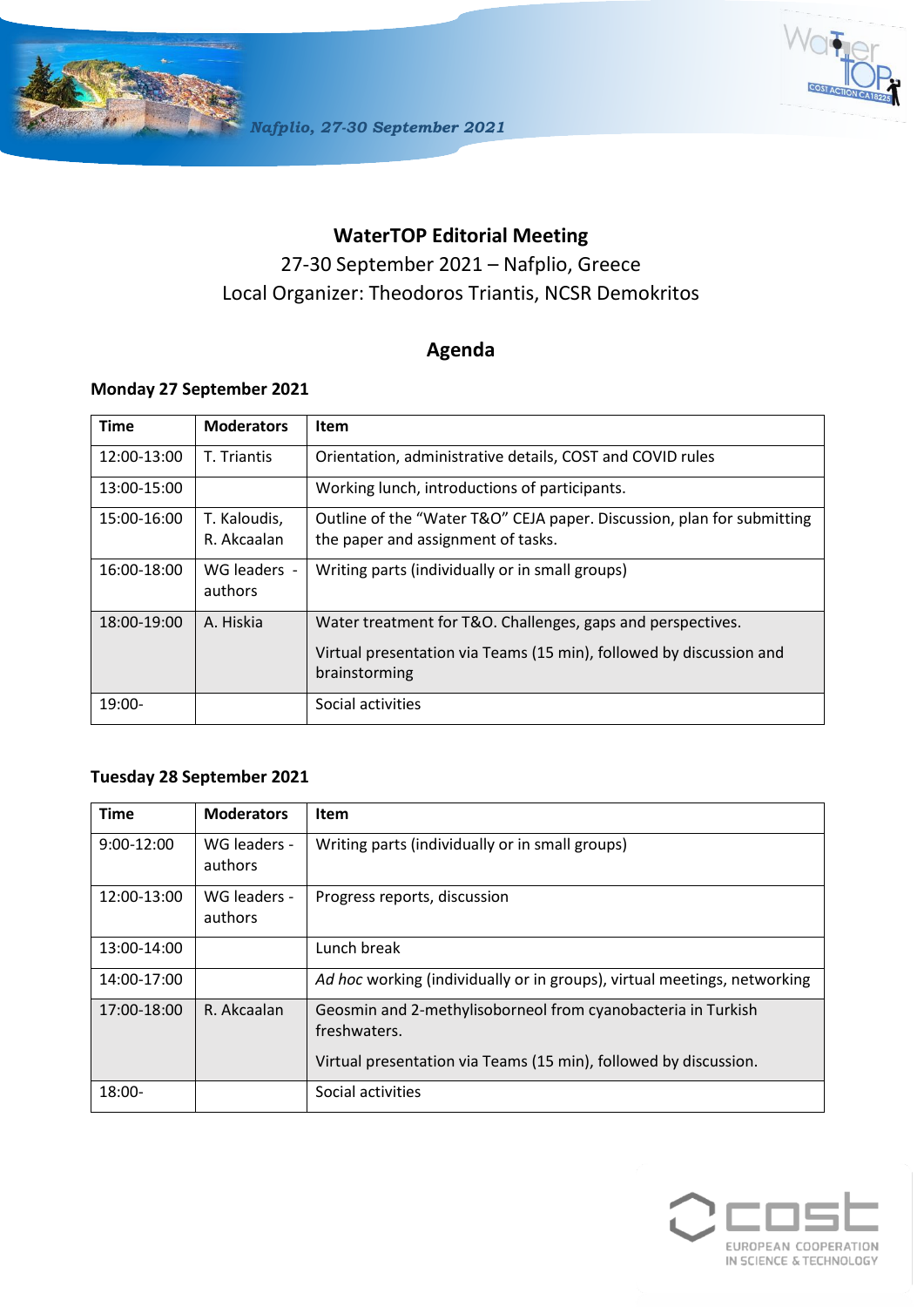# WaterTOP Editorial Meeting

27-30 September 2021 – Nafplio, Greece

Local Organizer: Theodoros Triantis, NCSR Demokritos

## Agenda

### Monday 27 September 2021

| Time | Moderators | Item |
|---|---|---|
| 12:00-13:00 | T. Triantis | Orientation, administrative details, COST and COVID rules |
| 13:00-15:00 | | Working lunch, introductions of participants. |
| 15:00-16:00 | T. Kaloudis, R. Akcaalan | Outline of the "Water T&O" CEJA paper. Discussion, plan for submitting the paper and assignment of tasks. |
| 16:00-18:00 | WG leaders - authors | Writing parts (individually or in small groups) |
| 18:00-19:00 | A. Hiskia | Water treatment for T&O. Challenges, gaps and perspectives. Virtual presentation via Teams (15 min), followed by discussion and brainstorming |
| 19:00- | | Social activities |

### Tuesday 28 September 2021

| Time | Moderators | Item |
|---|---|---|
| 9:00-12:00 | WG leaders - authors | Writing parts (individually or in small groups) |
| 12:00-13:00 | WG leaders - authors | Progress reports, discussion |
| 13:00-14:00 | | Lunch break |
| 14:00-17:00 | | *Ad hoc* working (individually or in groups), virtual meetings, networking |
| 17:00-18:00 | R. Akcaalan | Geosmin and 2-methylisoborneol from cyanobacteria in Turkish freshwaters. Virtual presentation via Teams (15 min), followed by discussion. |
| 18:00- | | Social activities |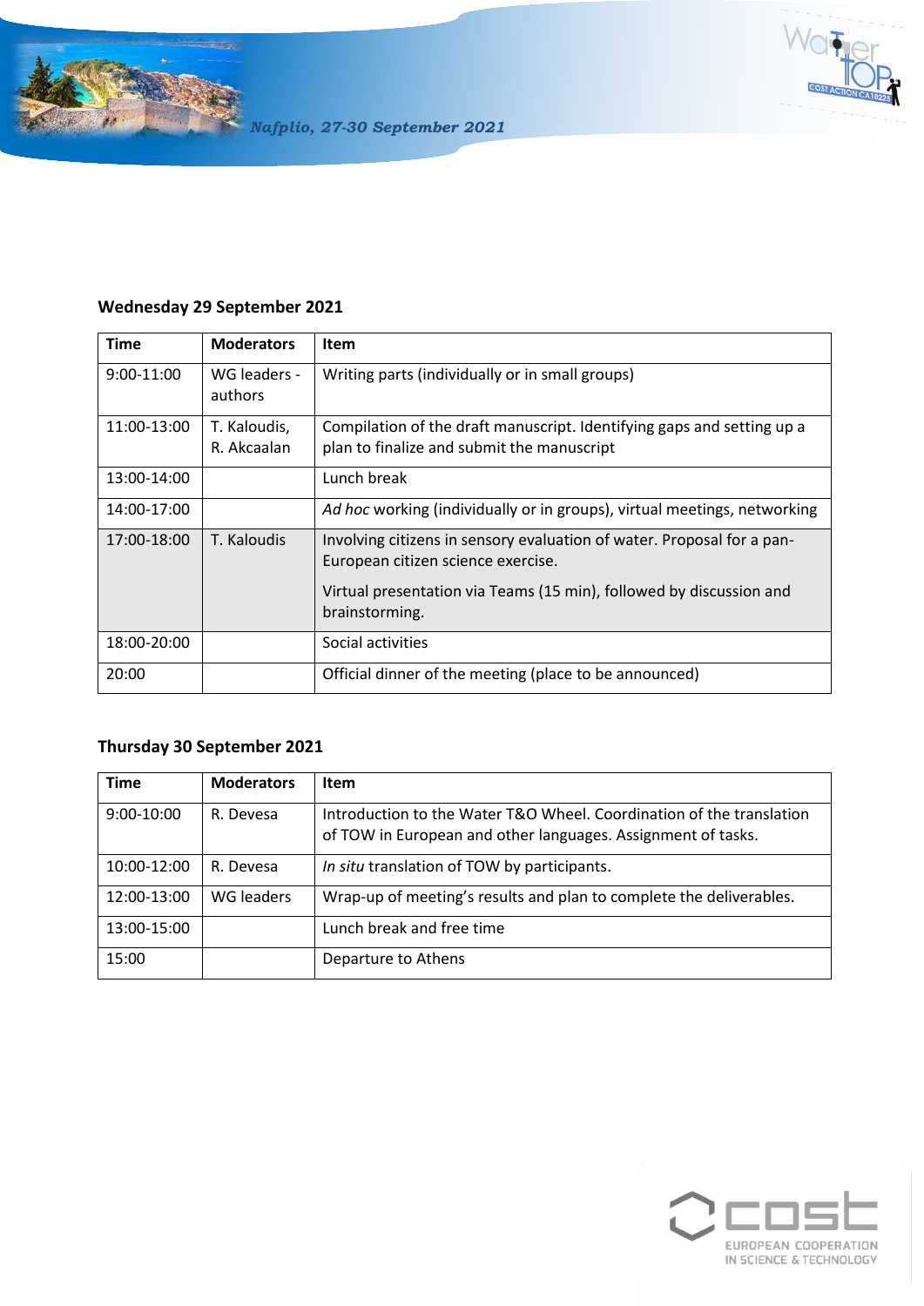**Wednesday 29 September 2021**

| Time | Moderators | Item |
|---|---|---|
| 9:00-11:00 | WG leaders - authors | Writing parts (individually or in small groups) |
| 11:00-13:00 | T. Kaloudis, R. Akcaalan | Compilation of the draft manuscript. Identifying gaps and setting up a plan to finalize and submit the manuscript |
| 13:00-14:00 | | Lunch break |
| 14:00-17:00 | | *Ad hoc* working (individually or in groups), virtual meetings, networking |
| 17:00-18:00 | T. Kaloudis | Involving citizens in sensory evaluation of water. Proposal for a pan-European citizen science exercise. Virtual presentation via Teams (15 min), followed by discussion and brainstorming. |
| 18:00-20:00 | | Social activities |
| 20:00 | | Official dinner of the meeting (place to be announced) |

**Thursday 30 September 2021**

| Time | Moderators | Item |
|---|---|---|
| 9:00-10:00 | R. Devesa | Introduction to the Water T&O Wheel. Coordination of the translation of TOW in European and other languages. Assignment of tasks. |
| 10:00-12:00 | R. Devesa | *In situ* translation of TOW by participants. |
| 12:00-13:00 | WG leaders | Wrap-up of meeting's results and plan to complete the deliverables. |
| 13:00-15:00 | | Lunch break and free time |
| 15:00 | | Departure to Athens |